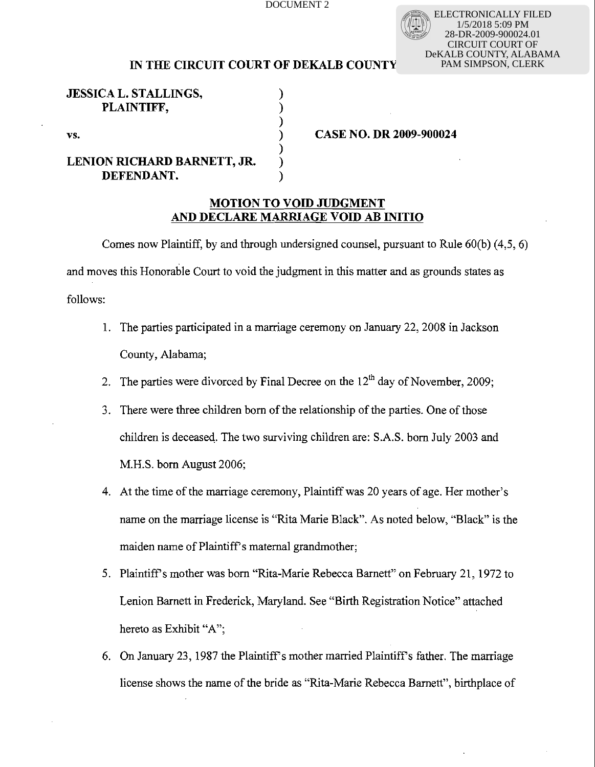DOCUMENT 2

ELECTRONICALLY FILED
1/5/2018 5:09 PM
28-DR-2009-900024.01
CIRCUIT COURT OF
DeKALB COUNTY, ALABAMA
PAM SIMPSON, CLERK

**IN THE CIRCUIT COURT OF DEKALB COUNTY**

| | | |
|---|---|---|
| **JESSICA L. STALLINGS,** | ) | |
| **PLAINTIFF,** | ) | |
| | ) | |
| **vs.** | ) | **CASE NO. DR 2009-900024** |
| | ) | |
| **LENION RICHARD BARNETT, JR.** | ) | |
| **DEFENDANT.** | ) | |

**MOTION TO VOID JUDGMENT**
**AND DECLARE MARRIAGE VOID AB INITIO**

Comes now Plaintiff, by and through undersigned counsel, pursuant to Rule 60(b) (4,5, 6) and moves this Honorable Court to void the judgment in this matter and as grounds states as follows:

1. The parties participated in a marriage ceremony on January 22, 2008 in Jackson County, Alabama;
2. The parties were divorced by Final Decree on the 12th day of November, 2009;
3. There were three children born of the relationship of the parties. One of those children is deceased. The two surviving children are: S.A.S. born July 2003 and M.H.S. born August 2006;
4. At the time of the marriage ceremony, Plaintiff was 20 years of age. Her mother's name on the marriage license is "Rita Marie Black". As noted below, "Black" is the maiden name of Plaintiff's maternal grandmother;
5. Plaintiff's mother was born "Rita-Marie Rebecca Barnett" on February 21, 1972 to Lenion Barnett in Frederick, Maryland. See "Birth Registration Notice" attached hereto as Exhibit "A";
6. On January 23, 1987 the Plaintiff's mother married Plaintiff's father. The marriage license shows the name of the bride as "Rita-Marie Rebecca Barnett", birthplace of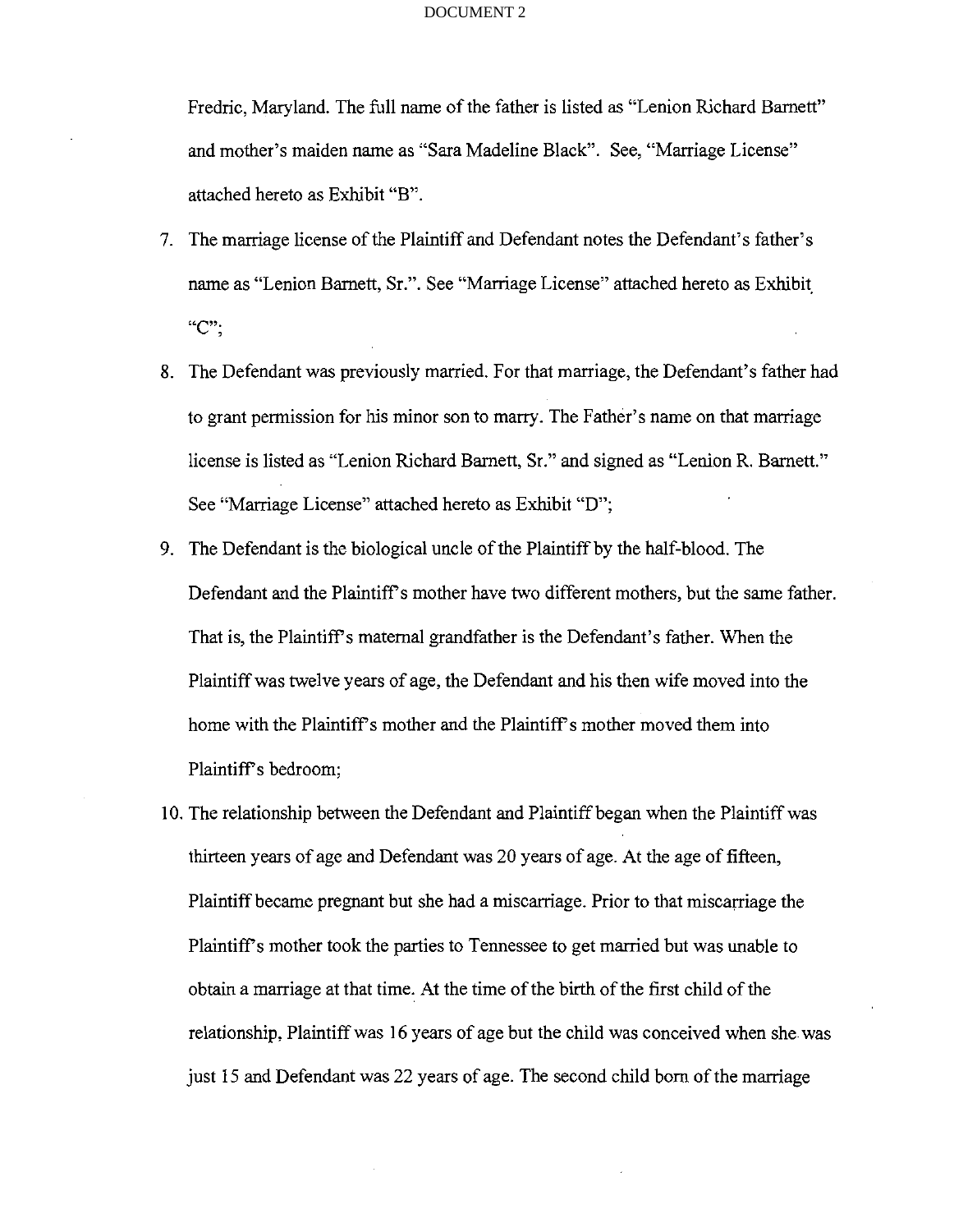Fredric, Maryland. The full name of the father is listed as "Lenion Richard Barnett" and mother's maiden name as "Sara Madeline Black". See, "Marriage License" attached hereto as Exhibit "B".

7. The marriage license of the Plaintiff and Defendant notes the Defendant's father's name as "Lenion Barnett, Sr.". See "Marriage License" attached hereto as Exhibit "C";

8. The Defendant was previously married. For that marriage, the Defendant's father had to grant permission for his minor son to marry. The Father's name on that marriage license is listed as "Lenion Richard Barnett, Sr." and signed as "Lenion R. Barnett." See "Marriage License" attached hereto as Exhibit "D";

9. The Defendant is the biological uncle of the Plaintiff by the half-blood. The Defendant and the Plaintiff's mother have two different mothers, but the same father. That is, the Plaintiff's maternal grandfather is the Defendant's father. When the Plaintiff was twelve years of age, the Defendant and his then wife moved into the home with the Plaintiff's mother and the Plaintiff's mother moved them into Plaintiff's bedroom;

10. The relationship between the Defendant and Plaintiff began when the Plaintiff was thirteen years of age and Defendant was 20 years of age. At the age of fifteen, Plaintiff became pregnant but she had a miscarriage. Prior to that miscarriage the Plaintiff's mother took the parties to Tennessee to get married but was unable to obtain a marriage at that time. At the time of the birth of the first child of the relationship, Plaintiff was 16 years of age but the child was conceived when she was just 15 and Defendant was 22 years of age. The second child born of the marriage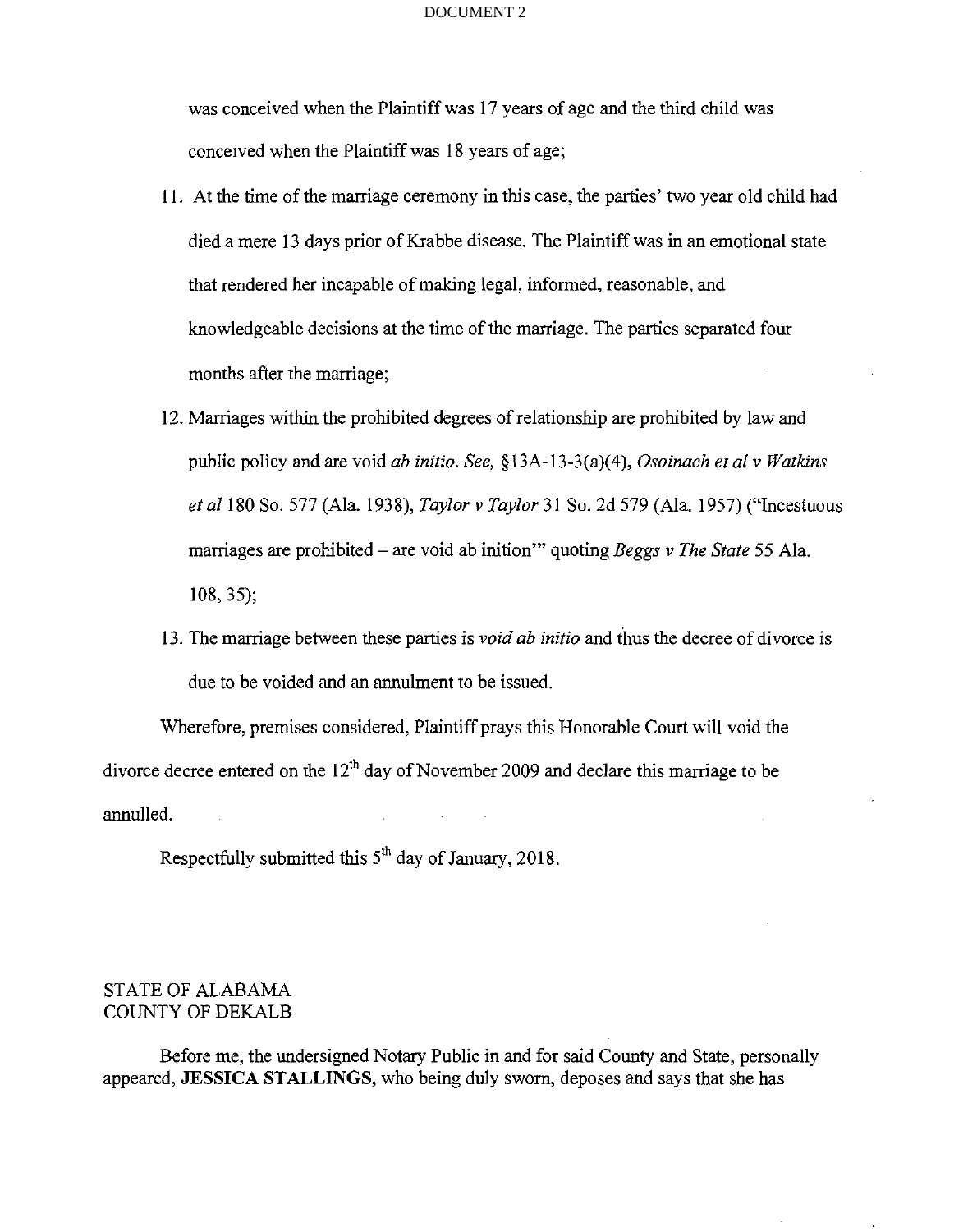was conceived when the Plaintiff was 17 years of age and the third child was conceived when the Plaintiff was 18 years of age;

11. At the time of the marriage ceremony in this case, the parties' two year old child had died a mere 13 days prior of Krabbe disease. The Plaintiff was in an emotional state that rendered her incapable of making legal, informed, reasonable, and knowledgeable decisions at the time of the marriage. The parties separated four months after the marriage;

12. Marriages within the prohibited degrees of relationship are prohibited by law and public policy and are void *ab initio*. *See,* §13A-13-3(a)(4), *Osoinach et al v Watkins et al* 180 So. 577 (Ala. 1938), *Taylor v Taylor* 31 So. 2d 579 (Ala. 1957) ("Incestuous marriages are prohibited – are void ab inition'" quoting *Beggs v The State* 55 Ala. 108, 35);

13. The marriage between these parties is *void ab initio* and thus the decree of divorce is due to be voided and an annulment to be issued.

Wherefore, premises considered, Plaintiff prays this Honorable Court will void the divorce decree entered on the 12th day of November 2009 and declare this marriage to be annulled.

Respectfully submitted this 5th day of January, 2018.

STATE OF ALABAMA
COUNTY OF DEKALB

Before me, the undersigned Notary Public in and for said County and State, personally appeared, **JESSICA STALLINGS**, who being duly sworn, deposes and says that she has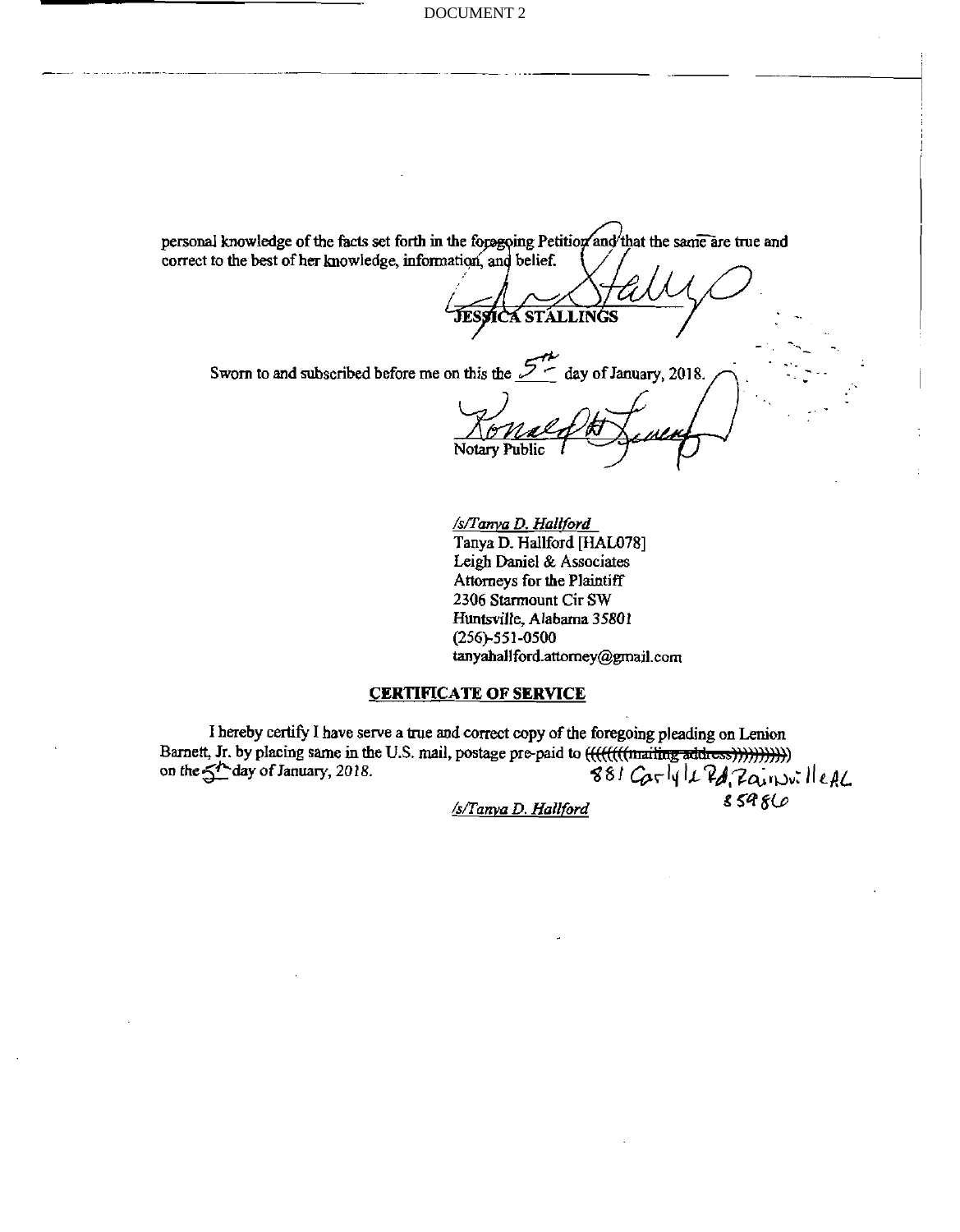personal knowledge of the facts set forth in the foregoing Petition and that the same are true and correct to the best of her knowledge, information, and belief.

JESSICA STALLINGS

Sworn to and subscribed before me on this the 5th day of January, 2018.

Notary Public

*/s/Tanya D. Hallford*
Tanya D. Hallford [HAL078]
Leigh Daniel & Associates
Attorneys for the Plaintiff
2306 Starmount Cir SW
Huntsville, Alabama 35801
(256)-551-0500
tanyahallford.attorney@gmail.com

## CERTIFICATE OF SERVICE

I hereby certify I have serve a true and correct copy of the foregoing pleading on Lenion Barnett, Jr. by placing same in the U.S. mail, postage pre-paid to ~~((((((((mailing address))))))))~~ 881 Carlyle Rd, Rainsville AL 35986 on the 5th day of January, *2018*.

*/s/Tanya D. Hallford*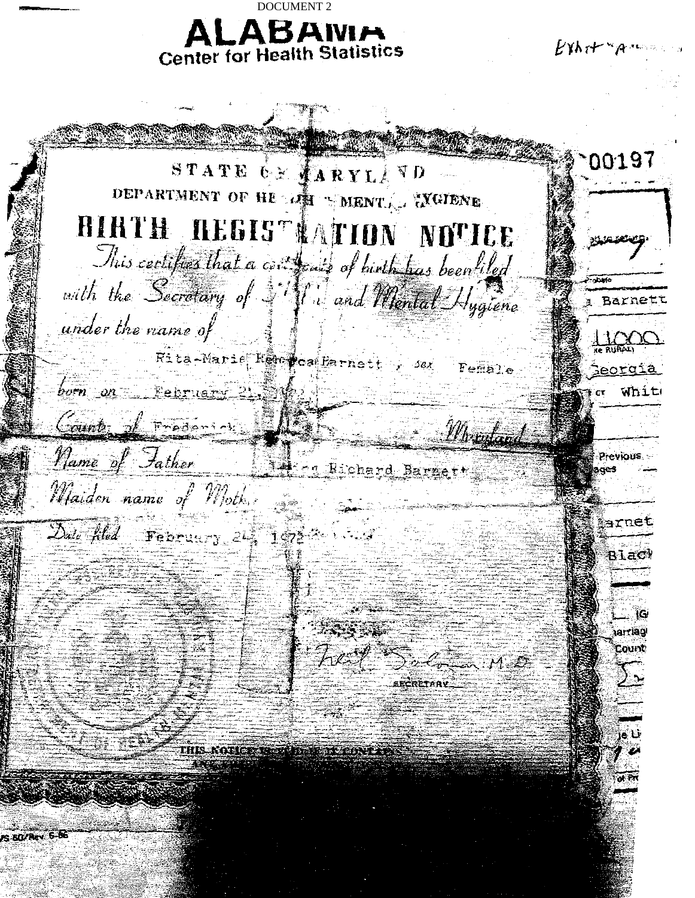DOCUMENT 2

**ALABAMA**
**Center for Health Statistics**

Exhibit "A"

# STATE OF MARYLAND

DEPARTMENT OF HEALTH AND MENTAL HYGIENE

## BIRTH REGISTRATION NOTICE

*This certifies that a certificate of birth has been filed with the Secretary of Health and Mental Hygiene under the name of*

Rita-Marie Rebecca Barnett , *sex* Female

*born on* February 21, 1972

*County of* Frederick *Maryland*

*Name of Father* Richard Barnett

*Maiden name of Mother*

*Date filed* February 24, 1972

Neil Solomon M.D.
SECRETARY

THIS NOTICE IS VOID IF IT CONTAINS ANY ...

00197

Barnett

11000

Georgia

White

Previous

arnet

Black

VS 60/Rev. 6-86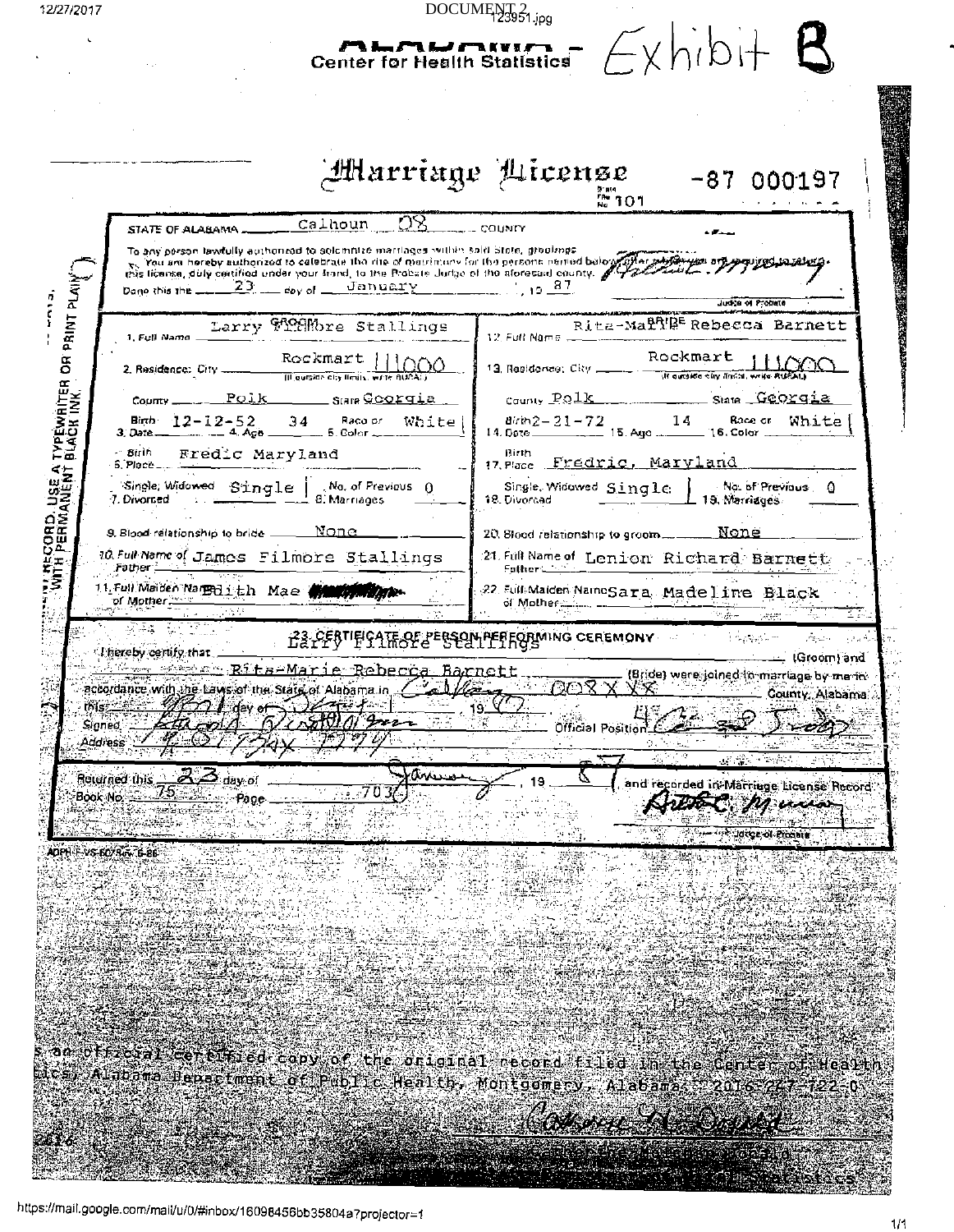ALABAMA - Center for Health Statistics — Exhibit B

# Marriage License

-87 000197

State File No. 101

STATE OF ALABAMA Calhoun 08 COUNTY

To any person lawfully authorized to solemnize marriages within said State, greetings:
You are hereby authorized to celebrate the rite of matrimony for the persons named below, after which you are required to return this license, duly certified under your hand, to the Probate Judge of the aforesaid county.

Done this the 23 day of January, 19 87

Judge of Probate

| GROOM | | BRIDE | |
|---|---|---|---|
| 1. Full Name | Larry Filmore Stallings | 12. Full Name | Rita-Marie Rebecca Barnett |
| 2. Residence: City (If outside city limits, write RURAL) | Rockmart 111000 | 13. Residence: City (If outside city limits, write RURAL) | Rockmart 111000 |
| County | Polk | County | Polk |
| State | Georgia | State | Georgia |
| 3. Birth Date | 12-12-52 | 14. Birth Date | 2-21-72 |
| 4. Age | 34 | 15. Age | 14 |
| 5. Race or Color | White | 16. Race or Color | White |
| 6. Birth Place | Fredic Maryland | 17. Birth Place | Fredric, Maryland |
| 7. Single, Widowed, Divorced | Single | 18. Single, Widowed, Divorced | Single |
| 8. No. of Previous Marriages | 0 | 19. No. of Previous Marriages | 0 |
| 9. Blood relationship to bride | None | 20. Blood relationship to groom | None |
| 10. Full Name of Father | James Filmore Stallings | 21. Full Name of Father | Lenion Richard Barnett |
| 11. Full Maiden Name of Mother | Edith Mae [redacted] | 22. Full Maiden Name of Mother | Sara Madeline Black |

## 23. CERTIFICATE OF PERSON PERFORMING CEREMONY

I hereby certify that Larry Filmore Stallings (Groom) and Rita-Marie Rebecca Barnett (Bride) were joined in marriage by me in accordance with the Laws of the State of Alabama in Calhoun 008XX County, Alabama this [illegible] day of [illegible] 19 87

Signed [signature] Official Position [illegible]

Address [illegible]

Returned this 23 day of January, 19 87, and recorded in Marriage License Record Book No. 75 Page 703

[signature]
Judge of Probate

ADPH-F-VS-60/Rev. 6-86

...s an official certified copy of the original record filed in the Center of Health ...ics, Alabama Department of Public Health, Montgomery, Alabama. 2016-247-122-0

[signature]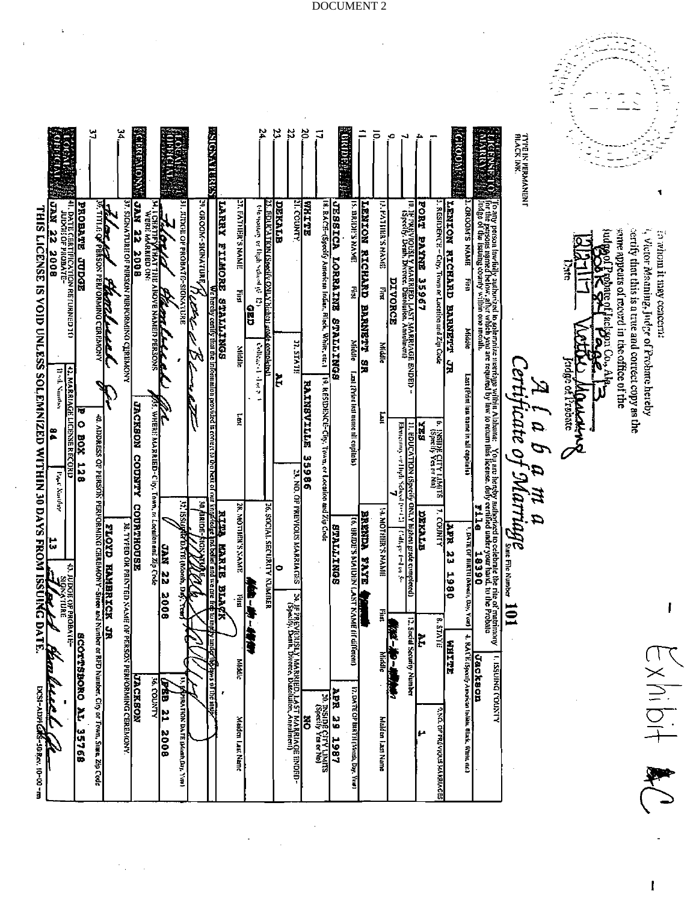DOCUMENT 2

Exhibit C

To whom it may concern:
I, Victor Manning, Judge of Probate hereby certify that this is a true and correct copy as the same appears of record in the office of the Judge of Probate of Jackson Co., Ala.
Book 84 Page 13
12/27/17 — Victor Manning
Date — Judge of Probate

TYPE IN PERMANENT BLACK INK.

# Alabama Certificate of Marriage

State File Number 101

**LICENSE TO MARRY:** To any person lawfully authorized to solemnize marriage within Alabama: You are hereby authorized to celebrate the rite of matrimony for the persons named below, after which you are required by law to return this license, duly certified under your hand, to the Probate Judge of the issuing county within one month.

1. ISSUING COUNTY: Jackson

**GROOM**

| Field | Value |
|---|---|
| 2. GROOM'S NAME (First, Middle, Last) | LENION RICHARD BARNETT JR |
| 3. DATE OF BIRTH | APR 23 1980 |
| 4. RACE | WHITE |
| 5. RESIDENCE – City, Town or Location and Zip Code | FORT PAYNE 35967 |
| 6. INSIDE CITY LIMITS | YES |
| 7. COUNTY | DEKALB |
| 8. STATE | AL |
| 9. NO. OF PREVIOUS MARRIAGES | 1 |
| 10. IF PREVIOUSLY MARRIED, LAST MARRIAGE ENDED | DIVORCE |
| 11. EDUCATION | 7 |
| 12. Social Security Number | [redacted] |
| 13. FATHER'S NAME | LENION RICHARD BARNETT SR |
| 14. MOTHER'S NAME | BRENDA FAYE [redacted] |

**BRIDE**

| Field | Value |
|---|---|
| 15. BRIDE'S NAME (First, Middle, Last) | JESSICA LORRAINE STALLINGS |
| 16. BRIDE'S MAIDEN LAST NAME | STALLINGS |
| 17. DATE OF BIRTH | APR 29 1987 |
| 18. RACE | WHITE |
| 19. RESIDENCE – City, Town or Location and Zip Code | RAINSVILLE 35986 |
| 20. INSIDE CITY LIMITS | NO |
| 21. COUNTY | DEKALB |
| 22. STATE | AL |
| 23. NO. OF PREVIOUS MARRIAGES | 0 |
| 24. IF PREVIOUSLY MARRIED, LAST MARRIAGE ENDED | |
| 25. EDUCATION | GED |
| 26. SOCIAL SECURITY NUMBER | [redacted] |
| 27. FATHER'S NAME | LARRY FILMORE STALLINGS |
| 28. MOTHER'S NAME | RITA MARIE BLACK |

**SIGNATURES:** We hereby certify that the information provided is correct to the best of our knowledge and belief and we are free to marry under the laws of this state.

29. GROOM-SIGNATURE: [signature]
30. BRIDE-SIGNATURE: [signature]

**LOCAL OFFICIAL**

31. JUDGE OF PROBATE-SIGNATURE: [signature]
32. ISSUANCE DATE: JAN 22 2008
33. EXPIRATION DATE: FEB 21 2008

**CEREMONY**

34. I CERTIFY THAT THE ABOVE NAMED PERSONS WERE MARRIED ON: JAN 22 2008
35. WHERE MARRIED – City, Town, or Location and Zip Code: JACKSON COUNTY COURTHOUSE
36. COUNTY: JACKSON
37. SIGNATURE OF PERSON PERFORMING CEREMONY: [signature]
38. TYPED OR PRINTED NAME OF PERSON PERFORMING CEREMONY: FLOYD HAMBRICK JR
39. TITLE OF PERSON PERFORMING CEREMONY: PROBATE JUDGE
40. ADDRESS OF PERSON PERFORMING CEREMONY: P O BOX 128 SCOTTSBORO AL 35768

**LOCAL OFFICIAL**

41. DATE CERTIFICATION RETURNED TO JUDGE OF PROBATE: JAN 22 2008
42. MARRIAGE LICENSE RECORD: Book Number 84, Page Number 13
43. JUDGE OF PROBATE-SIGNATURE: [signature]

THIS LICENSE IS VOID UNLESS SOLEMNIZED WITHIN 30 DAYS FROM ISSUING DATE.

DCSI-ADPH-HS-50/Rev. 10-00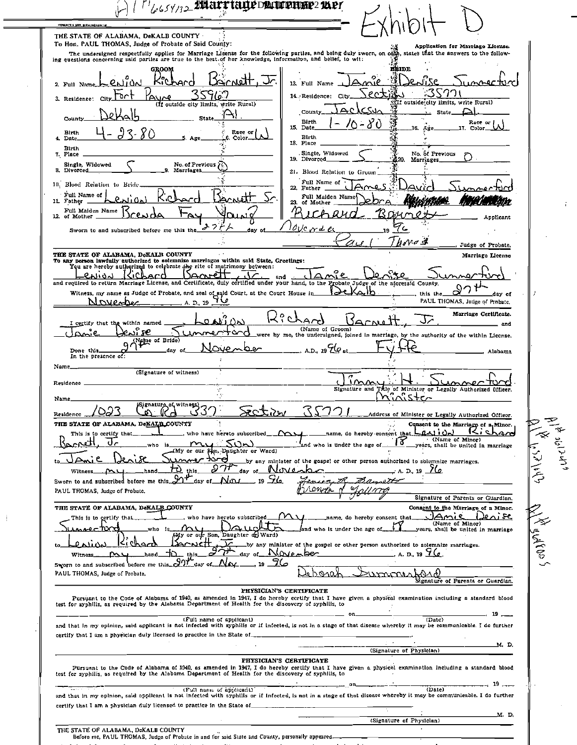Al 1'6654132 Marriage License Record

Exhibit D

THE STATE OF ALABAMA, DeKALB COUNTY
To Hon. PAUL THOMAS, Judge of Probate of Said County:

**Application for Marriage License.**

The undersigned respectfully applies for Marriage License for the following parties, and being duly sworn, on oath, states that the answers to the following questions concerning said parties are true to the best of her knowledge, information, and belief, to wit:

| GROOM | BRIDE |
|---|---|
| 2. Full Name Lenion Richard Barnett, Jr. | 13. Full Name Jamie Denise Summerford |
| 3. Residence: City Fort Payne 35967 (If outside city limits, write Rural) | 14. Residence: City Section 35771 (If outside city limits, write Rural) |
| County DeKalb State Al. | County Jackson State Al. |
| 4. Birth Date 4-23-80 5. Age ___ 6. Race or Color W | 15. Birth Date 1-10-80 16. Age ___ 17. Race or Color W |
| 7. Birth Place ___ | 18. Birth Place ___ |
| 8. Single, Widowed Divorced S 9. No. of Previous Marriages 0 | 19. Single, Widowed Divorced S 20. No. of Previous Marriages 0 |
| 10. Blood Relation to Bride ___ | 21. Blood Relation to Groom ___ |
| 11. Full Name of Father Lenion Richard Barnett Sr. | 22. Full Name of Father James David Summerford |
| 12. Full Maiden Name of Mother Brenda Fay Young | 23. Full Maiden Name of Mother Debra [redacted] |

Richard Barnet Applicant

Sworn to and subscribed before me this the 27th day of November 19 96

Paul Thomas, Judge of Probate.

THE STATE OF ALABAMA, DeKALB COUNTY

**Marriage License**

To any person lawfully authorized to solemnize marriages within said State, Greetings:

You are hereby authorized to celebrate the rite of matrimony between: Lenion Richard Barnett, Jr. and Jamie Denise Summerford and required to return Marriage License, and Certificate, duly certified under your hand, to the Probate Judge of the aforesaid County.

Witness, my name as Judge of Probate, and seal of said Court, at the Court House in DeKalb, this the 27th day of November, A. D., 19 96

PAUL THOMAS, Judge of Probate.

**Marriage Certificate.**

I certify that the within named Lenion Richard Barnett, Jr. (Name of Groom) and Jamie Denise Summerford (Name of Bride) were by me, the undersigned, joined in marriage, by the authority of the within License.

Done this 29th day of November, A.D., 19 96 at Fyffe, Alabama

In the presence of:

Name ___ (Signature of witness)

Residence ___

Jimmy H. Summerford
Signature and Title of Minister or Legally Authorized Officer.
Minister

Name ___ (Signature of witness)

Residence ___ 1023 Co Rd 337 Section 35771 Address of Minister or Legally Authorized Officer.

THE STATE OF ALABAMA, DeKALB COUNTY

**Consent to the Marriage of a Minor.**

This is to certify that I, who have hereto subscribed my name, do hereby consent that Lenion Richard Barnett, Jr (Name of Minor) who is my Son (My or our Son, Daughter or Ward) and who is under the age of 18 years, shall be united in marriage to Jamie Denise Summerford by any minister of the gospel or other person authorized to solemnize marriages.

Witness my hand to this 27th day of November, A. D., 19 96.

Sworn to and subscribed before me this 27th day of Nov 19 96

PAUL THOMAS, Judge of Probate.

Lenion R. Barnett
Brenda F. Young
Signature of Parents or Guardian.

THE STATE OF ALABAMA, DeKALB COUNTY

**Consent to the Marriage of a Minor.**

This is to certify that I, who have hereto subscribed my name, do hereby consent that Jamie Denise Summerford (Name of Minor) who is my Daughter (My or our Son, Daughter or Ward) and who is under the age of 18 years, shall be united in marriage to Lenion Richard Barnett, Jr by any minister of the gospel or other person authorized to solemnize marriages.

Witness my hand to this 27th day of November, A. D., 19 96.

Sworn to and subscribed before me this 27th day of Nov, 19 96

PAUL THOMAS, Judge of Probate.

Deborah Summerford
Signature of Parents or Guardian.

**PHYSICIAN'S CERTIFICATE**

Pursuant to the Code of Alabama of 1940, as amended in 1947, I do hereby certify that I have given a physical examination including a standard blood test for syphilis, as required by the Alabama Department of Health for the discovery of syphilis, to ___ (Full name of applicant) on ___ (Date), 19 ___ and that in my opinion, said applicant is not infected with syphilis or if infected, is not in a stage of that disease whereby it may be communicable. I do further certify that I am a physician duly licensed to practice in the State of ___

___ M. D. (Signature of Physician)

**PHYSICIAN'S CERTIFICATE**

Pursuant to the Code of Alabama of 1940, as amended in 1947, I do hereby certify that I have given a physical examination including a standard blood test for syphilis, as required by the Alabama Department of Health for the discovery of syphilis, to ___ (Full name of applicant) on ___ (Date), 19 ___ and that in my opinion, said applicant is not infected with syphilis or if infected, is not in a stage of that disease whereby it may be communicable. I do further certify that I am a physician duly licensed to practice in the State of ___

___ M. D. (Signature of Physician)

THE STATE OF ALABAMA, DeKALB COUNTY

Before me, PAUL THOMAS, Judge of Probate in and for said State and County, personally appeared ___

A1# 15211442

A1# 15211445